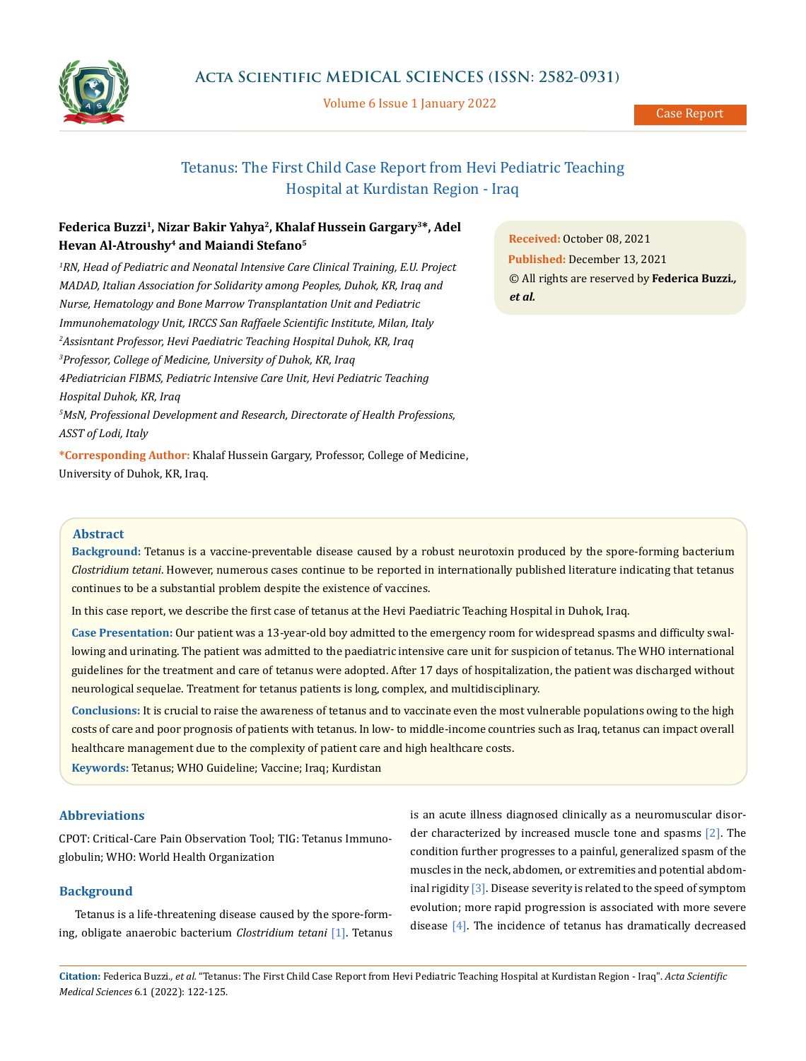# Tetanus: The First Child Case Report from Hevi Pediatric Teaching Hospital at Kurdistan Region - Iraq

**Federica Buzzi[1], Nizar Bakir Yahya[2], Khalaf Hussein Gargary[3]\*, Adel Hevan Al-Atroushy[4] and Maiandi Stefano[5]**

*[1]RN, Head of Pediatric and Neonatal Intensive Care Clinical Training, E.U. Project MADAD, Italian Association for Solidarity among Peoples, Duhok, KR, Iraq and Nurse, Hematology and Bone Marrow Transplantation Unit and Pediatric Immunohematology Unit, IRCCS San Raffaele Scientific Institute, Milan, Italy*

*[2]Assistant Professor, Hevi Paediatric Teaching Hospital Duhok, KR, Iraq*

*[3]Professor, College of Medicine, University of Duhok, KR, Iraq*

*[4]Pediatrician FIBMS, Pediatric Intensive Care Unit, Hevi Pediatric Teaching Hospital Duhok, KR, Iraq*

*[5]MsN, Professional Development and Research, Directorate of Health Professions, ASST of Lodi, Italy*

**\*Corresponding Author:** Khalaf Hussein Gargary, Professor, College of Medicine, University of Duhok, KR, Iraq.

**Received:** October 08, 2021
**Published:** December 13, 2021
© All rights are reserved by **Federica Buzzi., *et al.***

## Abstract

**Background:** Tetanus is a vaccine-preventable disease caused by a robust neurotoxin produced by the spore-forming bacterium *Clostridium tetani*. However, numerous cases continue to be reported in internationally published literature indicating that tetanus continues to be a substantial problem despite the existence of vaccines.

In this case report, we describe the first case of tetanus at the Hevi Paediatric Teaching Hospital in Duhok, Iraq.

**Case Presentation:** Our patient was a 13-year-old boy admitted to the emergency room for widespread spasms and difficulty swallowing and urinating. The patient was admitted to the paediatric intensive care unit for suspicion of tetanus. The WHO international guidelines for the treatment and care of tetanus were adopted. After 17 days of hospitalization, the patient was discharged without neurological sequelae. Treatment for tetanus patients is long, complex, and multidisciplinary.

**Conclusions:** It is crucial to raise the awareness of tetanus and to vaccinate even the most vulnerable populations owing to the high costs of care and poor prognosis of patients with tetanus. In low- to middle-income countries such as Iraq, tetanus can impact overall healthcare management due to the complexity of patient care and high healthcare costs.

**Keywords:** Tetanus; WHO Guideline; Vaccine; Iraq; Kurdistan

## Abbreviations

CPOT: Critical-Care Pain Observation Tool; TIG: Tetanus Immunoglobulin; WHO: World Health Organization

## Background

Tetanus is a life-threatening disease caused by the spore-forming, obligate anaerobic bacterium *Clostridium tetani* [1]. Tetanus is an acute illness diagnosed clinically as a neuromuscular disorder characterized by increased muscle tone and spasms [2]. The condition further progresses to a painful, generalized spasm of the muscles in the neck, abdomen, or extremities and potential abdominal rigidity [3]. Disease severity is related to the speed of symptom evolution; more rapid progression is associated with more severe disease [4]. The incidence of tetanus has dramatically decreased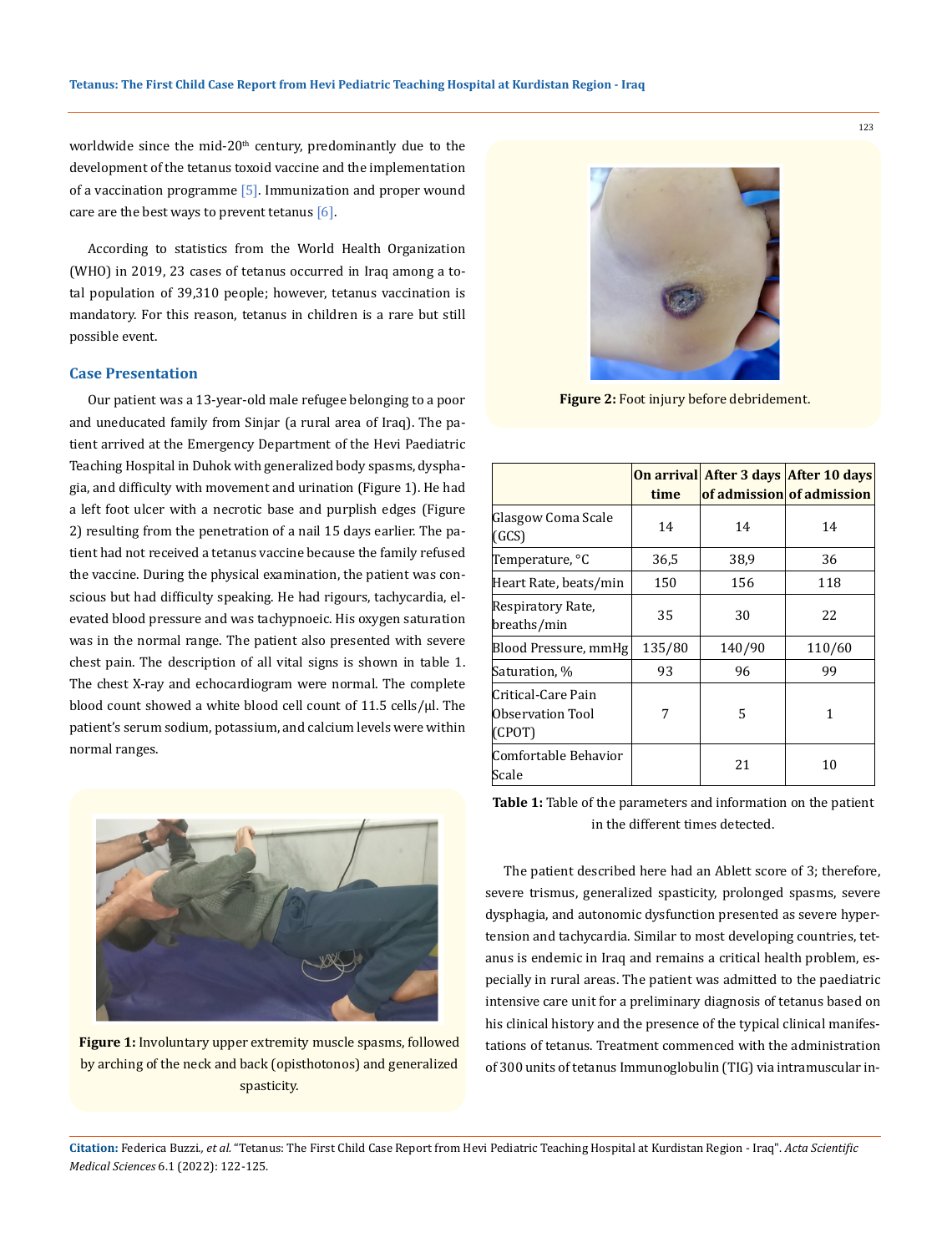worldwide since the mid-20th century, predominantly due to the development of the tetanus toxoid vaccine and the implementation of a vaccination programme [5]. Immunization and proper wound care are the best ways to prevent tetanus [6].

According to statistics from the World Health Organization (WHO) in 2019, 23 cases of tetanus occurred in Iraq among a total population of 39,310 people; however, tetanus vaccination is mandatory. For this reason, tetanus in children is a rare but still possible event.

## Case Presentation

Our patient was a 13-year-old male refugee belonging to a poor and uneducated family from Sinjar (a rural area of Iraq). The patient arrived at the Emergency Department of the Hevi Paediatric Teaching Hospital in Duhok with generalized body spasms, dysphagia, and difficulty with movement and urination (Figure 1). He had a left foot ulcer with a necrotic base and purplish edges (Figure 2) resulting from the penetration of a nail 15 days earlier. The patient had not received a tetanus vaccine because the family refused the vaccine. During the physical examination, the patient was conscious but had difficulty speaking. He had rigours, tachycardia, elevated blood pressure and was tachypnoeic. His oxygen saturation was in the normal range. The patient also presented with severe chest pain. The description of all vital signs is shown in table 1. The chest X-ray and echocardiogram were normal. The complete blood count showed a white blood cell count of 11.5 cells/µl. The patient's serum sodium, potassium, and calcium levels were within normal ranges.

**Figure 1:** Involuntary upper extremity muscle spasms, followed by arching of the neck and back (opisthotonos) and generalized spasticity.

**Figure 2:** Foot injury before debridement.

| | On arrival time | After 3 days of admission | After 10 days of admission |
|---|---|---|---|
| Glasgow Coma Scale (GCS) | 14 | 14 | 14 |
| Temperature, °C | 36,5 | 38,9 | 36 |
| Heart Rate, beats/min | 150 | 156 | 118 |
| Respiratory Rate, breaths/min | 35 | 30 | 22 |
| Blood Pressure, mmHg | 135/80 | 140/90 | 110/60 |
| Saturation, % | 93 | 96 | 99 |
| Critical-Care Pain Observation Tool (CPOT) | 7 | 5 | 1 |
| Comfortable Behavior Scale | | 21 | 10 |

**Table 1:** Table of the parameters and information on the patient in the different times detected.

The patient described here had an Ablett score of 3; therefore, severe trismus, generalized spasticity, prolonged spasms, severe dysphagia, and autonomic dysfunction presented as severe hypertension and tachycardia. Similar to most developing countries, tetanus is endemic in Iraq and remains a critical health problem, especially in rural areas. The patient was admitted to the paediatric intensive care unit for a preliminary diagnosis of tetanus based on his clinical history and the presence of the typical clinical manifestations of tetanus. Treatment commenced with the administration of 300 units of tetanus Immunoglobulin (TIG) via intramuscular in-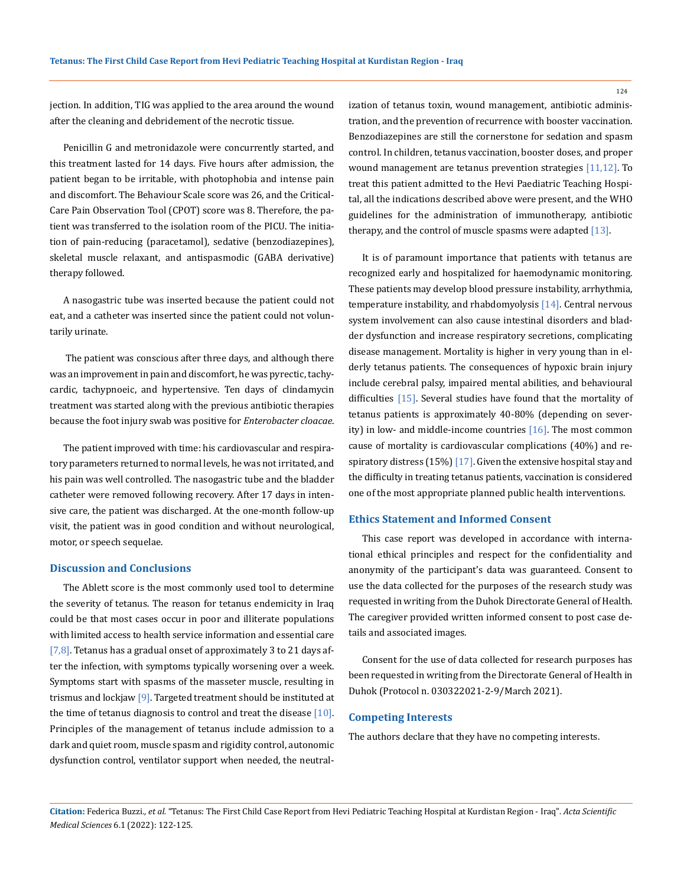jection. In addition, TIG was applied to the area around the wound after the cleaning and debridement of the necrotic tissue.

Penicillin G and metronidazole were concurrently started, and this treatment lasted for 14 days. Five hours after admission, the patient began to be irritable, with photophobia and intense pain and discomfort. The Behaviour Scale score was 26, and the Critical-Care Pain Observation Tool (CPOT) score was 8. Therefore, the patient was transferred to the isolation room of the PICU. The initiation of pain-reducing (paracetamol), sedative (benzodiazepines), skeletal muscle relaxant, and antispasmodic (GABA derivative) therapy followed.

A nasogastric tube was inserted because the patient could not eat, and a catheter was inserted since the patient could not voluntarily urinate.

The patient was conscious after three days, and although there was an improvement in pain and discomfort, he was pyrectic, tachycardic, tachypnoeic, and hypertensive. Ten days of clindamycin treatment was started along with the previous antibiotic therapies because the foot injury swab was positive for *Enterobacter cloacae*.

The patient improved with time: his cardiovascular and respiratory parameters returned to normal levels, he was not irritated, and his pain was well controlled. The nasogastric tube and the bladder catheter were removed following recovery. After 17 days in intensive care, the patient was discharged. At the one-month follow-up visit, the patient was in good condition and without neurological, motor, or speech sequelae.

## Discussion and Conclusions

The Ablett score is the most commonly used tool to determine the severity of tetanus. The reason for tetanus endemicity in Iraq could be that most cases occur in poor and illiterate populations with limited access to health service information and essential care [7,8]. Tetanus has a gradual onset of approximately 3 to 21 days after the infection, with symptoms typically worsening over a week. Symptoms start with spasms of the masseter muscle, resulting in trismus and lockjaw [9]. Targeted treatment should be instituted at the time of tetanus diagnosis to control and treat the disease [10]. Principles of the management of tetanus include admission to a dark and quiet room, muscle spasm and rigidity control, autonomic dysfunction control, ventilator support when needed, the neutralization of tetanus toxin, wound management, antibiotic administration, and the prevention of recurrence with booster vaccination. Benzodiazepines are still the cornerstone for sedation and spasm control. In children, tetanus vaccination, booster doses, and proper wound management are tetanus prevention strategies [11,12]. To treat this patient admitted to the Hevi Paediatric Teaching Hospital, all the indications described above were present, and the WHO guidelines for the administration of immunotherapy, antibiotic therapy, and the control of muscle spasms were adapted [13].

It is of paramount importance that patients with tetanus are recognized early and hospitalized for haemodynamic monitoring. These patients may develop blood pressure instability, arrhythmia, temperature instability, and rhabdomyolysis [14]. Central nervous system involvement can also cause intestinal disorders and bladder dysfunction and increase respiratory secretions, complicating disease management. Mortality is higher in very young than in elderly tetanus patients. The consequences of hypoxic brain injury include cerebral palsy, impaired mental abilities, and behavioural difficulties [15]. Several studies have found that the mortality of tetanus patients is approximately 40-80% (depending on severity) in low- and middle-income countries [16]. The most common cause of mortality is cardiovascular complications (40%) and respiratory distress (15%) [17]. Given the extensive hospital stay and the difficulty in treating tetanus patients, vaccination is considered one of the most appropriate planned public health interventions.

## Ethics Statement and Informed Consent

This case report was developed in accordance with international ethical principles and respect for the confidentiality and anonymity of the participant's data was guaranteed. Consent to use the data collected for the purposes of the research study was requested in writing from the Duhok Directorate General of Health. The caregiver provided written informed consent to post case details and associated images.

Consent for the use of data collected for research purposes has been requested in writing from the Directorate General of Health in Duhok (Protocol n. 030322021-2-9/March 2021).

## Competing Interests

The authors declare that they have no competing interests.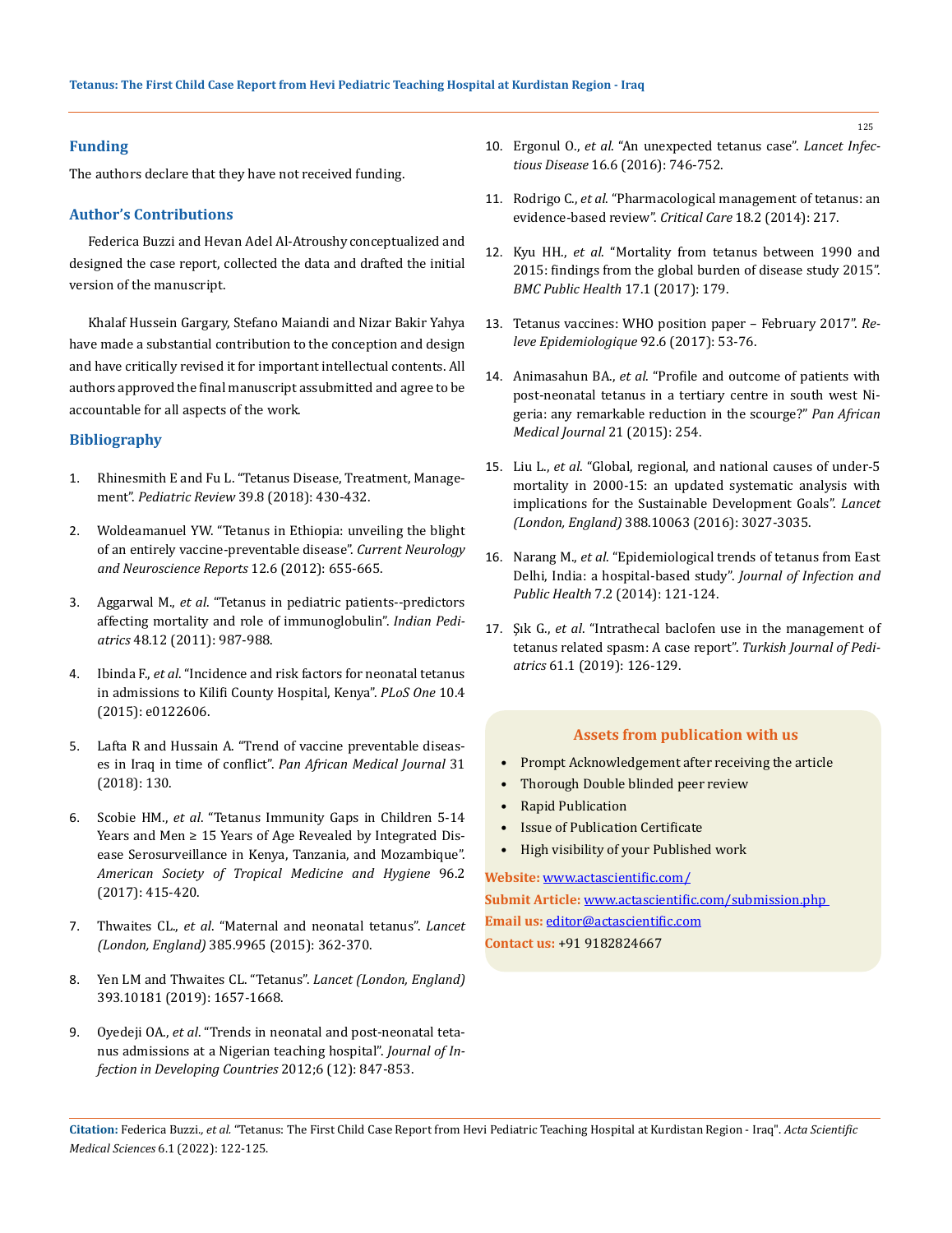## Funding

The authors declare that they have not received funding.

## Author's Contributions

Federica Buzzi and Hevan Adel Al-Atroushy conceptualized and designed the case report, collected the data and drafted the initial version of the manuscript.

Khalaf Hussein Gargary, Stefano Maiandi and Nizar Bakir Yahya have made a substantial contribution to the conception and design and have critically revised it for important intellectual contents. All authors approved the final manuscript assubmitted and agree to be accountable for all aspects of the work.

## Bibliography

1. Rhinesmith E and Fu L. "Tetanus Disease, Treatment, Management". *Pediatric Review* 39.8 (2018): 430-432.
2. Woldeamanuel YW. "Tetanus in Ethiopia: unveiling the blight of an entirely vaccine-preventable disease". *Current Neurology and Neuroscience Reports* 12.6 (2012): 655-665.
3. Aggarwal M., *et al*. "Tetanus in pediatric patients--predictors affecting mortality and role of immunoglobulin". *Indian Pediatrics* 48.12 (2011): 987-988.
4. Ibinda F., *et al*. "Incidence and risk factors for neonatal tetanus in admissions to Kilifi County Hospital, Kenya". *PLoS One* 10.4 (2015): e0122606.
5. Lafta R and Hussain A. "Trend of vaccine preventable diseases in Iraq in time of conflict". *Pan African Medical Journal* 31 (2018): 130.
6. Scobie HM., *et al*. "Tetanus Immunity Gaps in Children 5-14 Years and Men ≥ 15 Years of Age Revealed by Integrated Disease Serosurveillance in Kenya, Tanzania, and Mozambique". *American Society of Tropical Medicine and Hygiene* 96.2 (2017): 415-420.
7. Thwaites CL., *et al*. "Maternal and neonatal tetanus". *Lancet (London, England)* 385.9965 (2015): 362-370.
8. Yen LM and Thwaites CL. "Tetanus". *Lancet (London, England)* 393.10181 (2019): 1657-1668.
9. Oyedeji OA., *et al*. "Trends in neonatal and post-neonatal tetanus admissions at a Nigerian teaching hospital". *Journal of Infection in Developing Countries* 2012;6 (12): 847-853.
10. Ergonul O., *et al*. "An unexpected tetanus case". *Lancet Infectious Disease* 16.6 (2016): 746-752.
11. Rodrigo C., *et al*. "Pharmacological management of tetanus: an evidence-based review". *Critical Care* 18.2 (2014): 217.
12. Kyu HH., *et al*. "Mortality from tetanus between 1990 and 2015: findings from the global burden of disease study 2015". *BMC Public Health* 17.1 (2017): 179.
13. Tetanus vaccines: WHO position paper – February 2017". *Releve Epidemiologique* 92.6 (2017): 53-76.
14. Animasahun BA., *et al*. "Profile and outcome of patients with post-neonatal tetanus in a tertiary centre in south west Nigeria: any remarkable reduction in the scourge?" *Pan African Medical Journal* 21 (2015): 254.
15. Liu L., *et al*. "Global, regional, and national causes of under-5 mortality in 2000-15: an updated systematic analysis with implications for the Sustainable Development Goals". *Lancet (London, England)* 388.10063 (2016): 3027-3035.
16. Narang M., *et al*. "Epidemiological trends of tetanus from East Delhi, India: a hospital-based study". *Journal of Infection and Public Health* 7.2 (2014): 121-124.
17. Şık G., *et al*. "Intrathecal baclofen use in the management of tetanus related spasm: A case report". *Turkish Journal of Pediatrics* 61.1 (2019): 126-129.

### Assets from publication with us

- Prompt Acknowledgement after receiving the article
- Thorough Double blinded peer review
- Rapid Publication
- Issue of Publication Certificate
- High visibility of your Published work

**Website:** www.actascientific.com/
**Submit Article:** www.actascientific.com/submission.php
**Email us:** editor@actascientific.com
**Contact us:** +91 9182824667